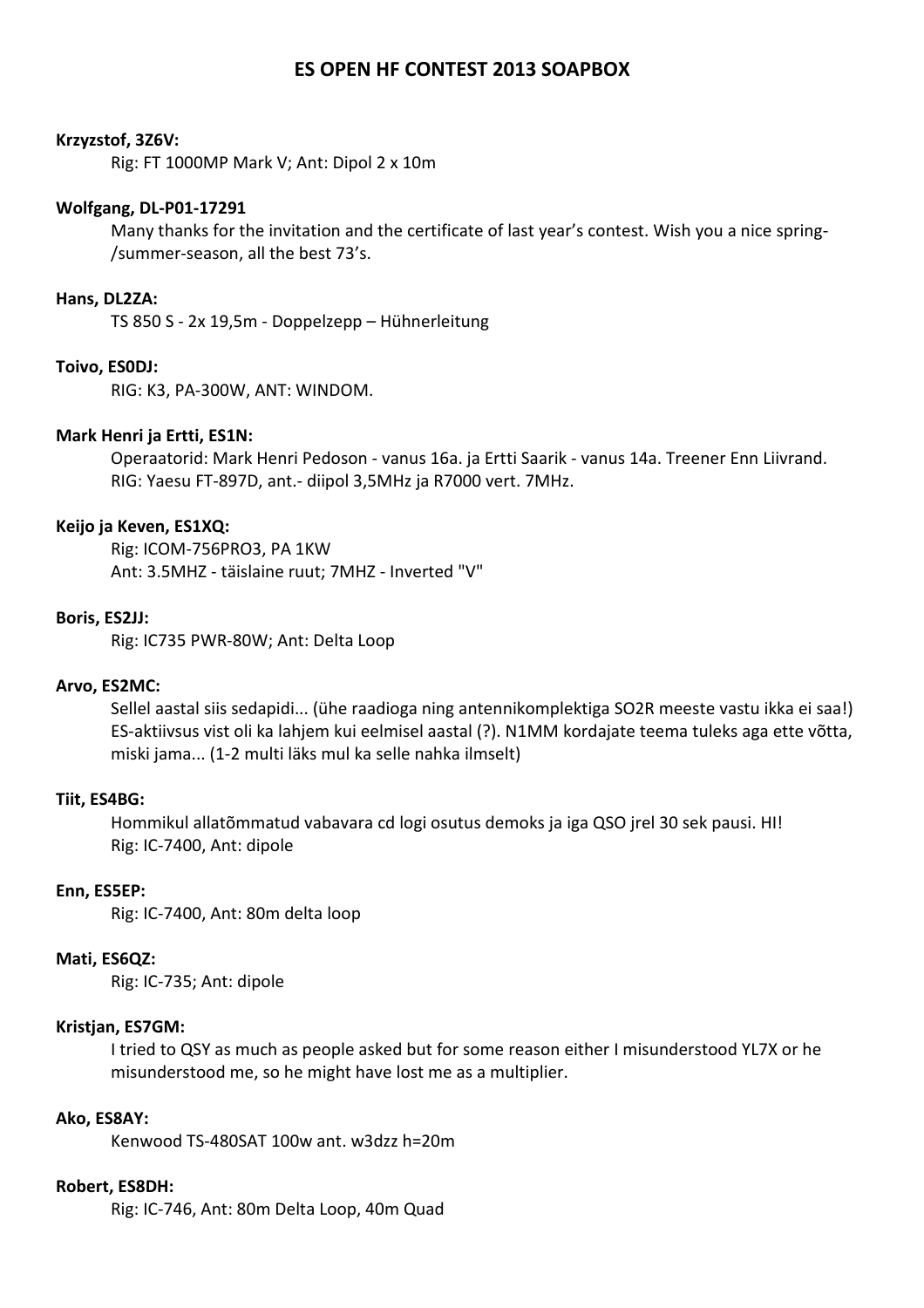# ES OPEN HF CONTEST 2013 SOAPBOX

**Krzyzstof, 3Z6V:**

Rig: FT 1000MP Mark V; Ant: Dipol 2 x 10m

**Wolfgang, DL-P01-17291**

Many thanks for the invitation and the certificate of last year's contest. Wish you a nice spring-/summer-season, all the best 73's.

**Hans, DL2ZA:**

TS 850 S - 2x 19,5m - Doppelzepp – Hühnerleitung

**Toivo, ES0DJ:**

RIG: K3, PA-300W, ANT: WINDOM.

**Mark Henri ja Ertti, ES1N:**

Operaatorid: Mark Henri Pedoson - vanus 16a. ja Ertti Saarik - vanus 14a. Treener Enn Liivrand. RIG: Yaesu FT-897D, ant.- diipol 3,5MHz ja R7000 vert. 7MHz.

**Keijo ja Keven, ES1XQ:**

Rig: ICOM-756PRO3, PA 1KW
Ant: 3.5MHZ - täislaine ruut; 7MHZ - Inverted "V"

**Boris, ES2JJ:**

Rig: IC735 PWR-80W; Ant: Delta Loop

**Arvo, ES2MC:**

Sellel aastal siis sedapidi... (ühe raadioga ning antennikomplektiga SO2R meeste vastu ikka ei saa!) ES-aktiivsus vist oli ka lahjem kui eelmisel aastal (?). N1MM kordajate teema tuleks aga ette võtta, miski jama... (1-2 multi läks mul ka selle nahka ilmselt)

**Tiit, ES4BG:**

Hommikul allatõmmatud vabavara cd logi osutus demoks ja iga QSO jrel 30 sek pausi. HI!
Rig: IC-7400, Ant: dipole

**Enn, ES5EP:**

Rig: IC-7400, Ant: 80m delta loop

**Mati, ES6QZ:**

Rig: IC-735; Ant: dipole

**Kristjan, ES7GM:**

I tried to QSY as much as people asked but for some reason either I misunderstood YL7X or he misunderstood me, so he might have lost me as a multiplier.

**Ako, ES8AY:**

Kenwood TS-480SAT 100w ant. w3dzz h=20m

**Robert, ES8DH:**

Rig: IC-746, Ant: 80m Delta Loop, 40m Quad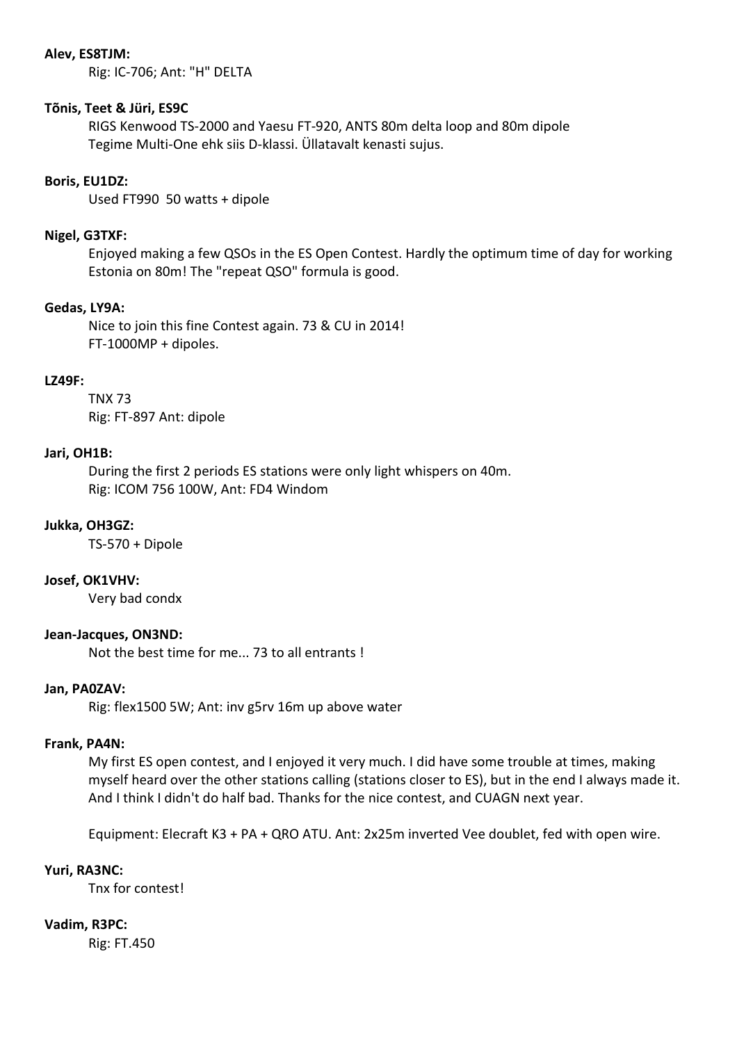**Alev, ES8TJM:**

Rig: IC-706; Ant: "H" DELTA

**Tõnis, Teet & Jüri, ES9C**

RIGS Kenwood TS-2000 and Yaesu FT-920, ANTS 80m delta loop and 80m dipole
Tegime Multi-One ehk siis D-klassi. Üllatavalt kenasti sujus.

**Boris, EU1DZ:**

Used FT990 50 watts + dipole

**Nigel, G3TXF:**

Enjoyed making a few QSOs in the ES Open Contest. Hardly the optimum time of day for working Estonia on 80m! The "repeat QSO" formula is good.

**Gedas, LY9A:**

Nice to join this fine Contest again. 73 & CU in 2014!
FT-1000MP + dipoles.

**LZ49F:**

TNX 73
Rig: FT-897 Ant: dipole

**Jari, OH1B:**

During the first 2 periods ES stations were only light whispers on 40m.
Rig: ICOM 756 100W, Ant: FD4 Windom

**Jukka, OH3GZ:**

TS-570 + Dipole

**Josef, OK1VHV:**

Very bad condx

**Jean-Jacques, ON3ND:**

Not the best time for me... 73 to all entrants !

**Jan, PA0ZAV:**

Rig: flex1500 5W; Ant: inv g5rv 16m up above water

**Frank, PA4N:**

My first ES open contest, and I enjoyed it very much. I did have some trouble at times, making myself heard over the other stations calling (stations closer to ES), but in the end I always made it. And I think I didn't do half bad. Thanks for the nice contest, and CUAGN next year.

Equipment: Elecraft K3 + PA + QRO ATU. Ant: 2x25m inverted Vee doublet, fed with open wire.

**Yuri, RA3NC:**

Tnx for contest!

**Vadim, R3PC:**

Rig: FT.450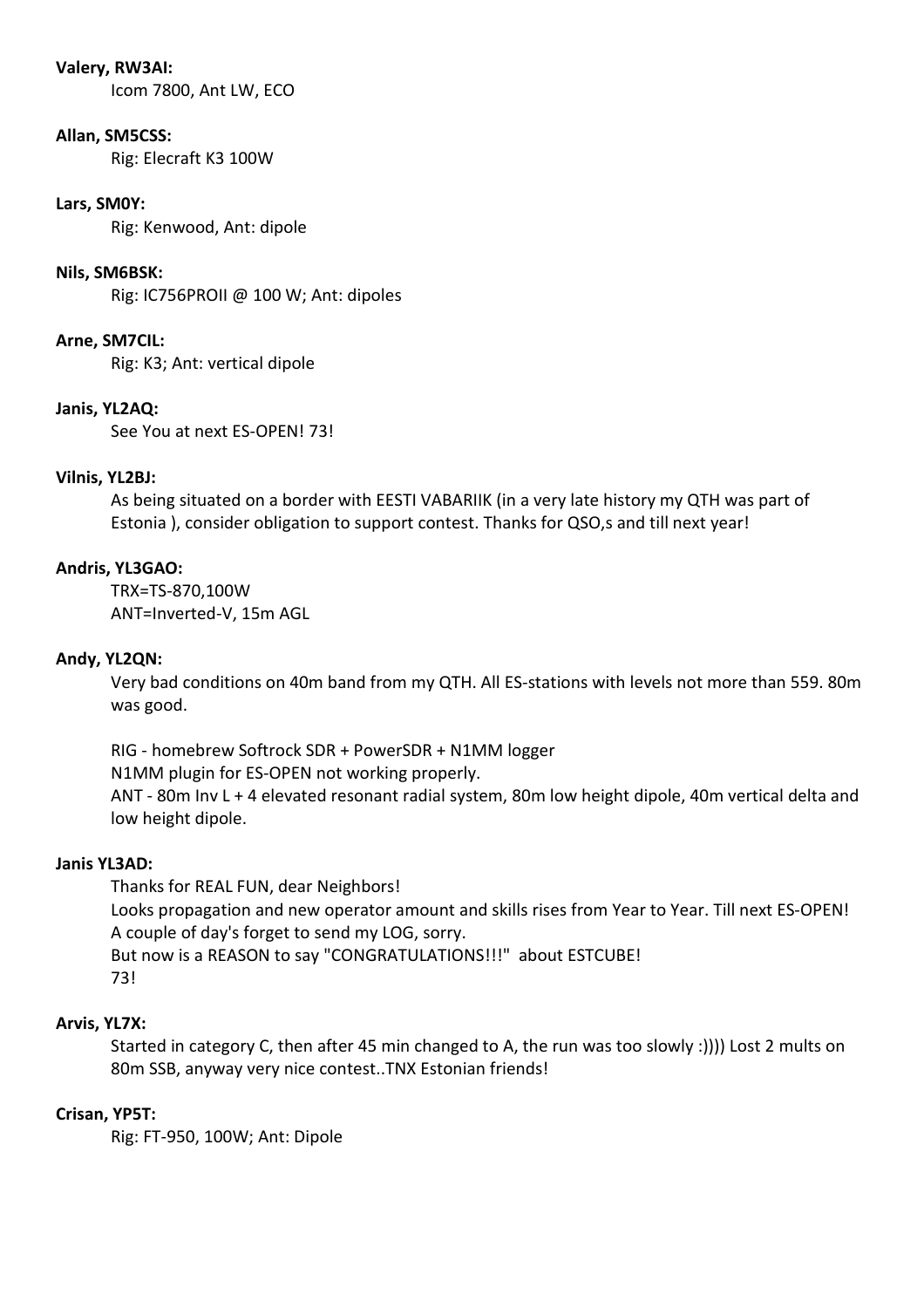**Valery, RW3AI:**

Icom 7800, Ant LW, ECO

**Allan, SM5CSS:**

Rig: Elecraft K3 100W

**Lars, SM0Y:**

Rig: Kenwood, Ant: dipole

**Nils, SM6BSK:**

Rig: IC756PROII @ 100 W; Ant: dipoles

**Arne, SM7CIL:**

Rig: K3; Ant: vertical dipole

**Janis, YL2AQ:**

See You at next ES-OPEN! 73!

**Vilnis, YL2BJ:**

As being situated on a border with EESTI VABARIIK (in a very late history my QTH was part of Estonia ), consider obligation to support contest. Thanks for QSO,s and till next year!

**Andris, YL3GAO:**

TRX=TS-870,100W
ANT=Inverted-V, 15m AGL

**Andy, YL2QN:**

Very bad conditions on 40m band from my QTH. All ES-stations with levels not more than 559. 80m was good.

RIG - homebrew Softrock SDR + PowerSDR + N1MM logger
N1MM plugin for ES-OPEN not working properly.
ANT - 80m Inv L + 4 elevated resonant radial system, 80m low height dipole, 40m vertical delta and low height dipole.

**Janis YL3AD:**

Thanks for REAL FUN, dear Neighbors!
Looks propagation and new operator amount and skills rises from Year to Year. Till next ES-OPEN!
A couple of day's forget to send my LOG, sorry.
But now is a REASON to say "CONGRATULATIONS!!!" about ESTCUBE!
73!

**Arvis, YL7X:**

Started in category C, then after 45 min changed to A, the run was too slowly :)))) Lost 2 mults on 80m SSB, anyway very nice contest..TNX Estonian friends!

**Crisan, YP5T:**

Rig: FT-950, 100W; Ant: Dipole